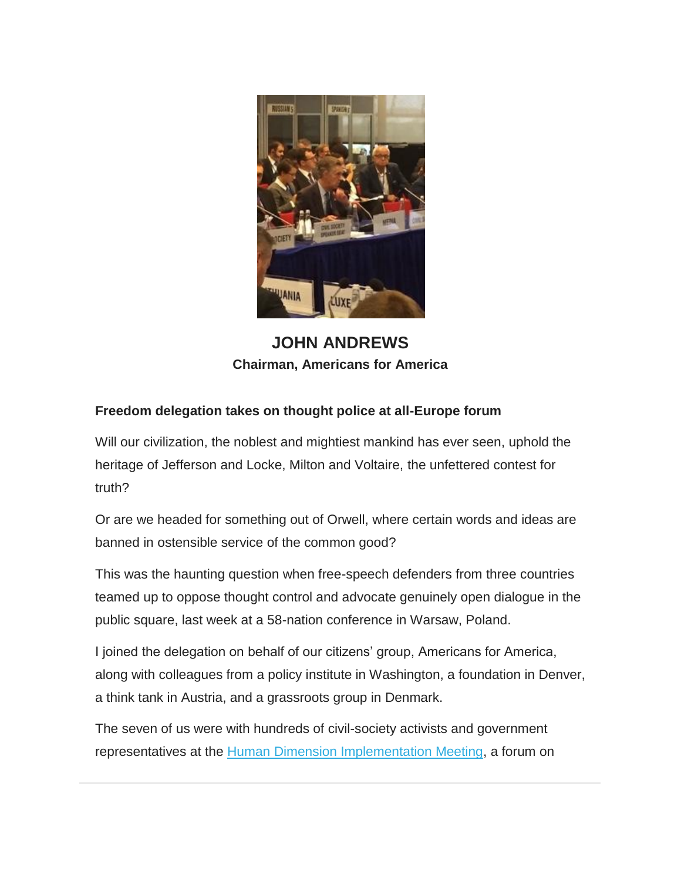**JOHN ANDREWS**
**Chairman, Americans for America**

**Freedom delegation takes on thought police at all-Europe forum**

Will our civilization, the noblest and mightiest mankind has ever seen, uphold the heritage of Jefferson and Locke, Milton and Voltaire, the unfettered contest for truth?

Or are we headed for something out of Orwell, where certain words and ideas are banned in ostensible service of the common good?

This was the haunting question when free-speech defenders from three countries teamed up to oppose thought control and advocate genuinely open dialogue in the public square, last week at a 58-nation conference in Warsaw, Poland.

I joined the delegation on behalf of our citizens' group, Americans for America, along with colleagues from a policy institute in Washington, a foundation in Denver, a think tank in Austria, and a grassroots group in Denmark.

The seven of us were with hundreds of civil-society activists and government representatives at the Human Dimension Implementation Meeting, a forum on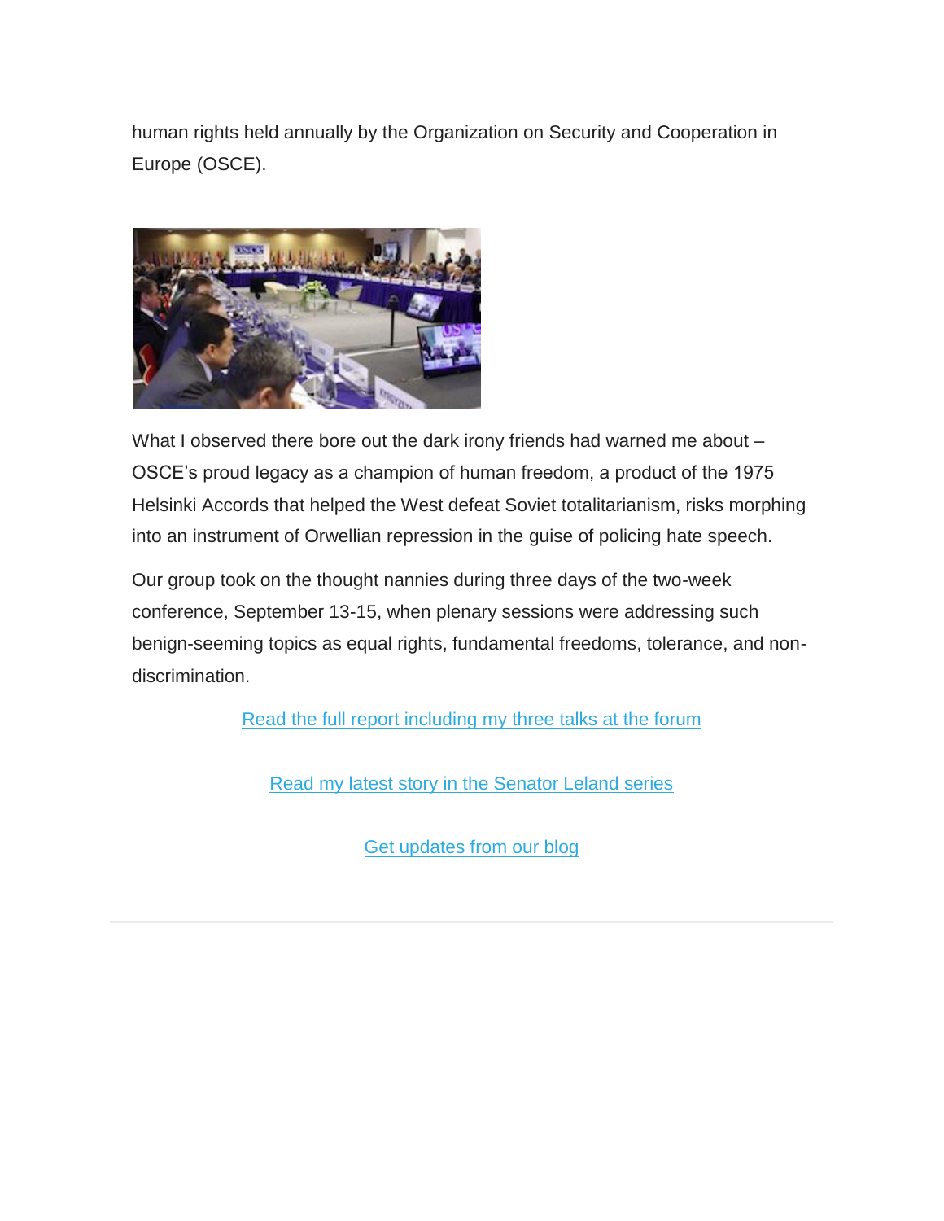human rights held annually by the Organization on Security and Cooperation in Europe (OSCE).

What I observed there bore out the dark irony friends had warned me about – OSCE's proud legacy as a champion of human freedom, a product of the 1975 Helsinki Accords that helped the West defeat Soviet totalitarianism, risks morphing into an instrument of Orwellian repression in the guise of policing hate speech.

Our group took on the thought nannies during three days of the two-week conference, September 13-15, when plenary sessions were addressing such benign-seeming topics as equal rights, fundamental freedoms, tolerance, and non-discrimination.

Read the full report including my three talks at the forum

Read my latest story in the Senator Leland series

Get updates from our blog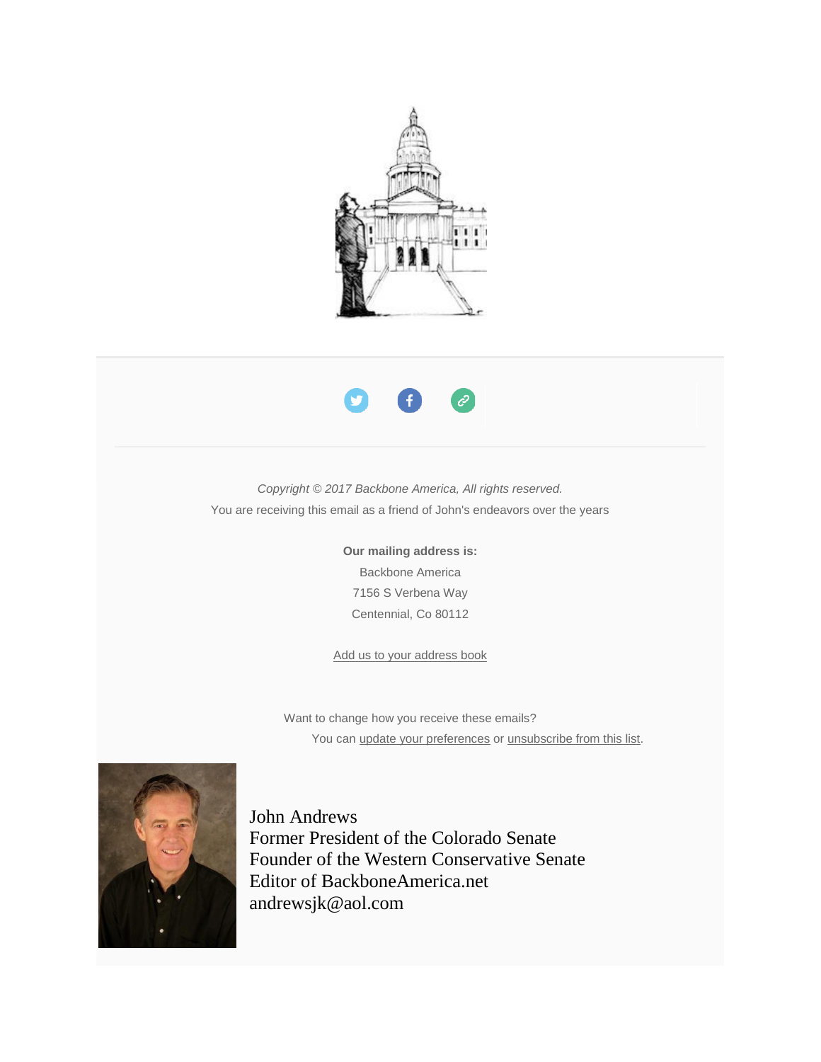*Copyright © 2017 Backbone America, All rights reserved.*

You are receiving this email as a friend of John's endeavors over the years

**Our mailing address is:**

Backbone America

7156 S Verbena Way

Centennial, Co 80112

Add us to your address book

Want to change how you receive these emails?

You can update your preferences or unsubscribe from this list.

John Andrews
Former President of the Colorado Senate
Founder of the Western Conservative Senate
Editor of BackboneAmerica.net
andrewsjk@aol.com